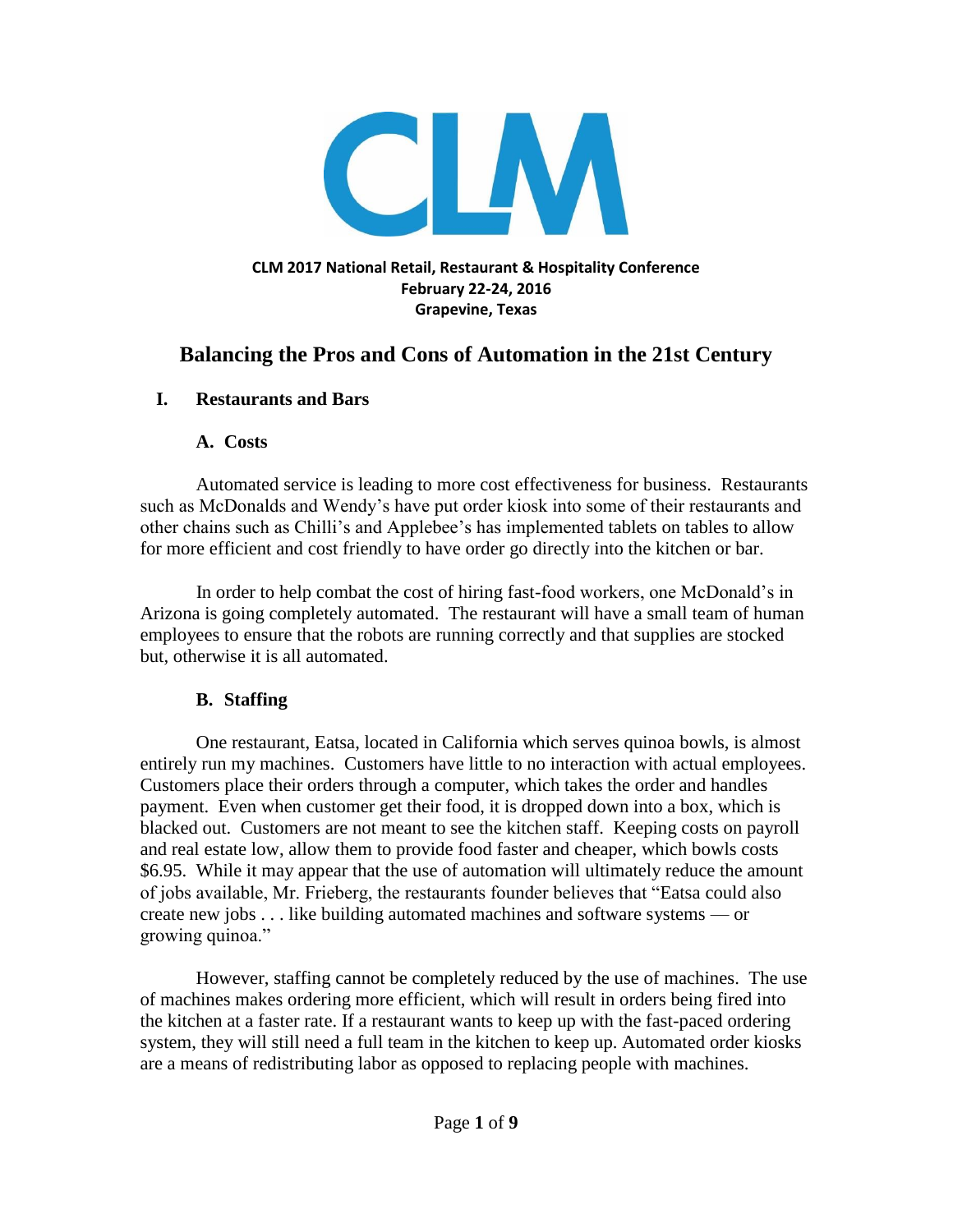CLM

**CLM 2017 National Retail, Restaurant & Hospitality Conference**
**February 22-24, 2016**
**Grapevine, Texas**

# Balancing the Pros and Cons of Automation in the 21st Century

## I. Restaurants and Bars

### A. Costs

Automated service is leading to more cost effectiveness for business. Restaurants such as McDonalds and Wendy's have put order kiosk into some of their restaurants and other chains such as Chilli's and Applebee's has implemented tablets on tables to allow for more efficient and cost friendly to have order go directly into the kitchen or bar.

In order to help combat the cost of hiring fast-food workers, one McDonald's in Arizona is going completely automated. The restaurant will have a small team of human employees to ensure that the robots are running correctly and that supplies are stocked but, otherwise it is all automated.

### B. Staffing

One restaurant, Eatsa, located in California which serves quinoa bowls, is almost entirely run my machines. Customers have little to no interaction with actual employees. Customers place their orders through a computer, which takes the order and handles payment. Even when customer get their food, it is dropped down into a box, which is blacked out. Customers are not meant to see the kitchen staff. Keeping costs on payroll and real estate low, allow them to provide food faster and cheaper, which bowls costs $6.95. While it may appear that the use of automation will ultimately reduce the amount of jobs available, Mr. Frieberg, the restaurants founder believes that "Eatsa could also create new jobs . . . like building automated machines and software systems — or growing quinoa."

However, staffing cannot be completely reduced by the use of machines. The use of machines makes ordering more efficient, which will result in orders being fired into the kitchen at a faster rate. If a restaurant wants to keep up with the fast-paced ordering system, they will still need a full team in the kitchen to keep up. Automated order kiosks are a means of redistributing labor as opposed to replacing people with machines.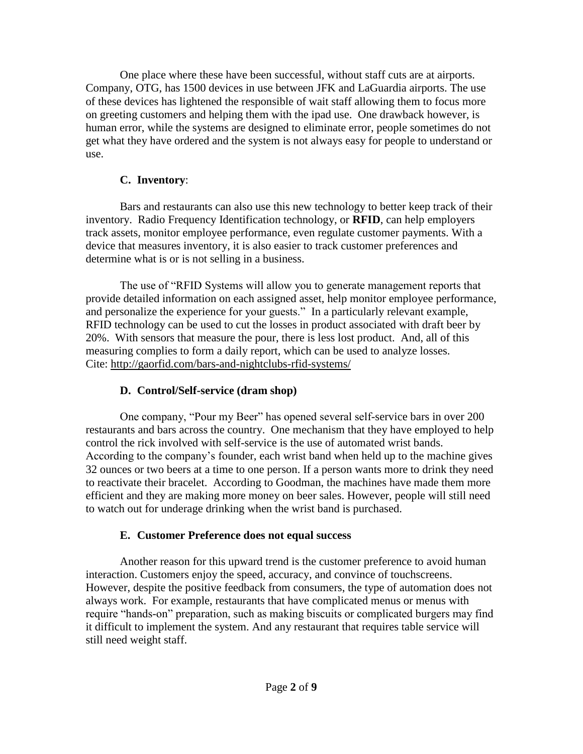One place where these have been successful, without staff cuts are at airports. Company, OTG, has 1500 devices in use between JFK and LaGuardia airports. The use of these devices has lightened the responsible of wait staff allowing them to focus more on greeting customers and helping them with the ipad use. One drawback however, is human error, while the systems are designed to eliminate error, people sometimes do not get what they have ordered and the system is not always easy for people to understand or use.

### C. Inventory:

Bars and restaurants can also use this new technology to better keep track of their inventory. Radio Frequency Identification technology, or **RFID**, can help employers track assets, monitor employee performance, even regulate customer payments. With a device that measures inventory, it is also easier to track customer preferences and determine what is or is not selling in a business.

The use of "RFID Systems will allow you to generate management reports that provide detailed information on each assigned asset, help monitor employee performance, and personalize the experience for your guests." In a particularly relevant example, RFID technology can be used to cut the losses in product associated with draft beer by 20%. With sensors that measure the pour, there is less lost product. And, all of this measuring complies to form a daily report, which can be used to analyze losses. Cite: http://gaorfid.com/bars-and-nightclubs-rfid-systems/

### D. Control/Self-service (dram shop)

One company, "Pour my Beer" has opened several self-service bars in over 200 restaurants and bars across the country. One mechanism that they have employed to help control the rick involved with self-service is the use of automated wrist bands. According to the company's founder, each wrist band when held up to the machine gives 32 ounces or two beers at a time to one person. If a person wants more to drink they need to reactivate their bracelet. According to Goodman, the machines have made them more efficient and they are making more money on beer sales. However, people will still need to watch out for underage drinking when the wrist band is purchased.

### E. Customer Preference does not equal success

Another reason for this upward trend is the customer preference to avoid human interaction. Customers enjoy the speed, accuracy, and convince of touchscreens. However, despite the positive feedback from consumers, the type of automation does not always work. For example, restaurants that have complicated menus or menus with require "hands-on" preparation, such as making biscuits or complicated burgers may find it difficult to implement the system. And any restaurant that requires table service will still need weight staff.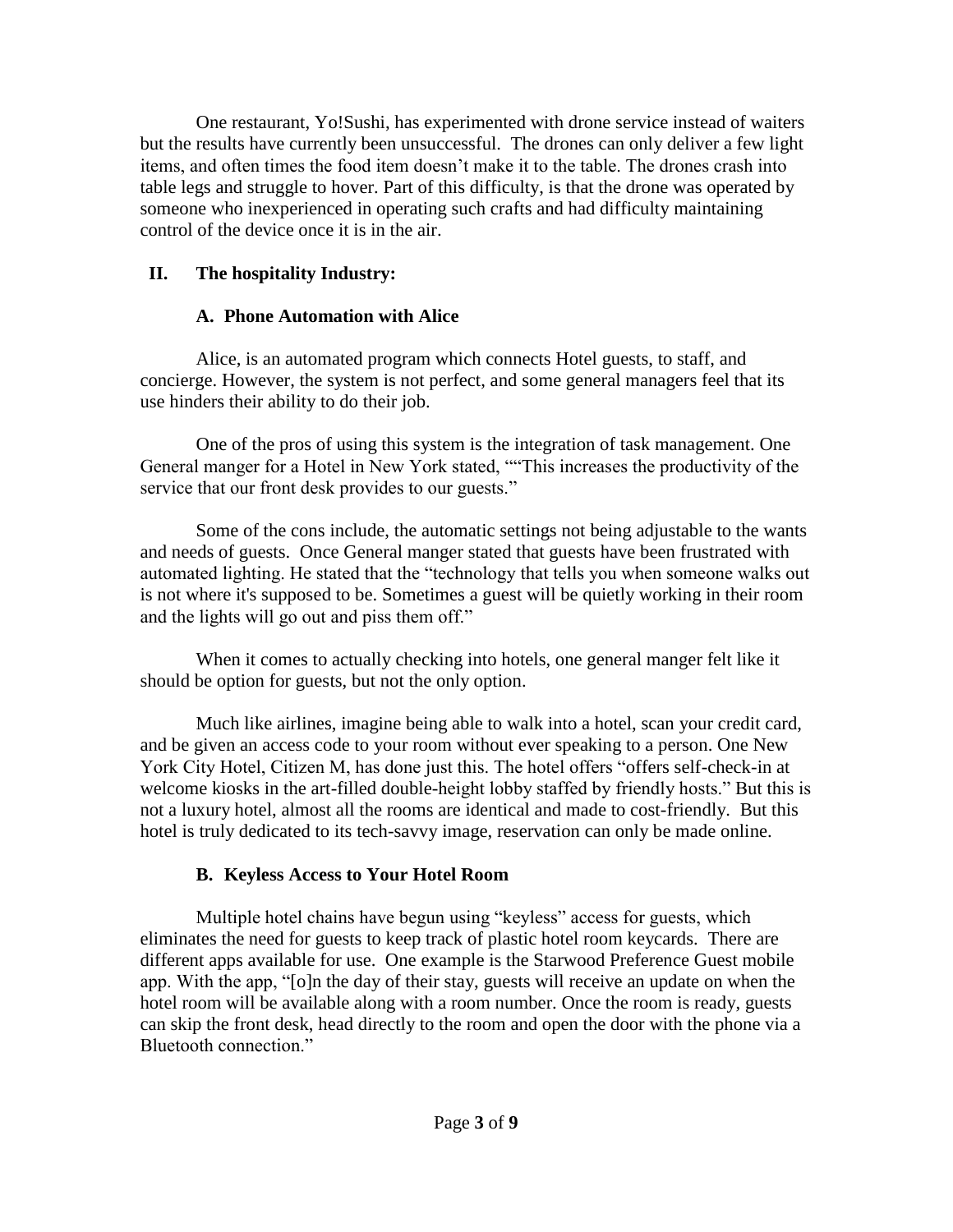One restaurant, Yo!Sushi, has experimented with drone service instead of waiters but the results have currently been unsuccessful. The drones can only deliver a few light items, and often times the food item doesn't make it to the table. The drones crash into table legs and struggle to hover. Part of this difficulty, is that the drone was operated by someone who inexperienced in operating such crafts and had difficulty maintaining control of the device once it is in the air.

## II. The hospitality Industry:

### A. Phone Automation with Alice

Alice, is an automated program which connects Hotel guests, to staff, and concierge. However, the system is not perfect, and some general managers feel that its use hinders their ability to do their job.

One of the pros of using this system is the integration of task management. One General manger for a Hotel in New York stated, ""This increases the productivity of the service that our front desk provides to our guests."

Some of the cons include, the automatic settings not being adjustable to the wants and needs of guests. Once General manger stated that guests have been frustrated with automated lighting. He stated that the "technology that tells you when someone walks out is not where it's supposed to be. Sometimes a guest will be quietly working in their room and the lights will go out and piss them off."

When it comes to actually checking into hotels, one general manger felt like it should be option for guests, but not the only option.

Much like airlines, imagine being able to walk into a hotel, scan your credit card, and be given an access code to your room without ever speaking to a person. One New York City Hotel, Citizen M, has done just this. The hotel offers "offers self-check-in at welcome kiosks in the art-filled double-height lobby staffed by friendly hosts." But this is not a luxury hotel, almost all the rooms are identical and made to cost-friendly. But this hotel is truly dedicated to its tech-savvy image, reservation can only be made online.

### B. Keyless Access to Your Hotel Room

Multiple hotel chains have begun using "keyless" access for guests, which eliminates the need for guests to keep track of plastic hotel room keycards. There are different apps available for use. One example is the Starwood Preference Guest mobile app. With the app, "[o]n the day of their stay, guests will receive an update on when the hotel room will be available along with a room number. Once the room is ready, guests can skip the front desk, head directly to the room and open the door with the phone via a Bluetooth connection."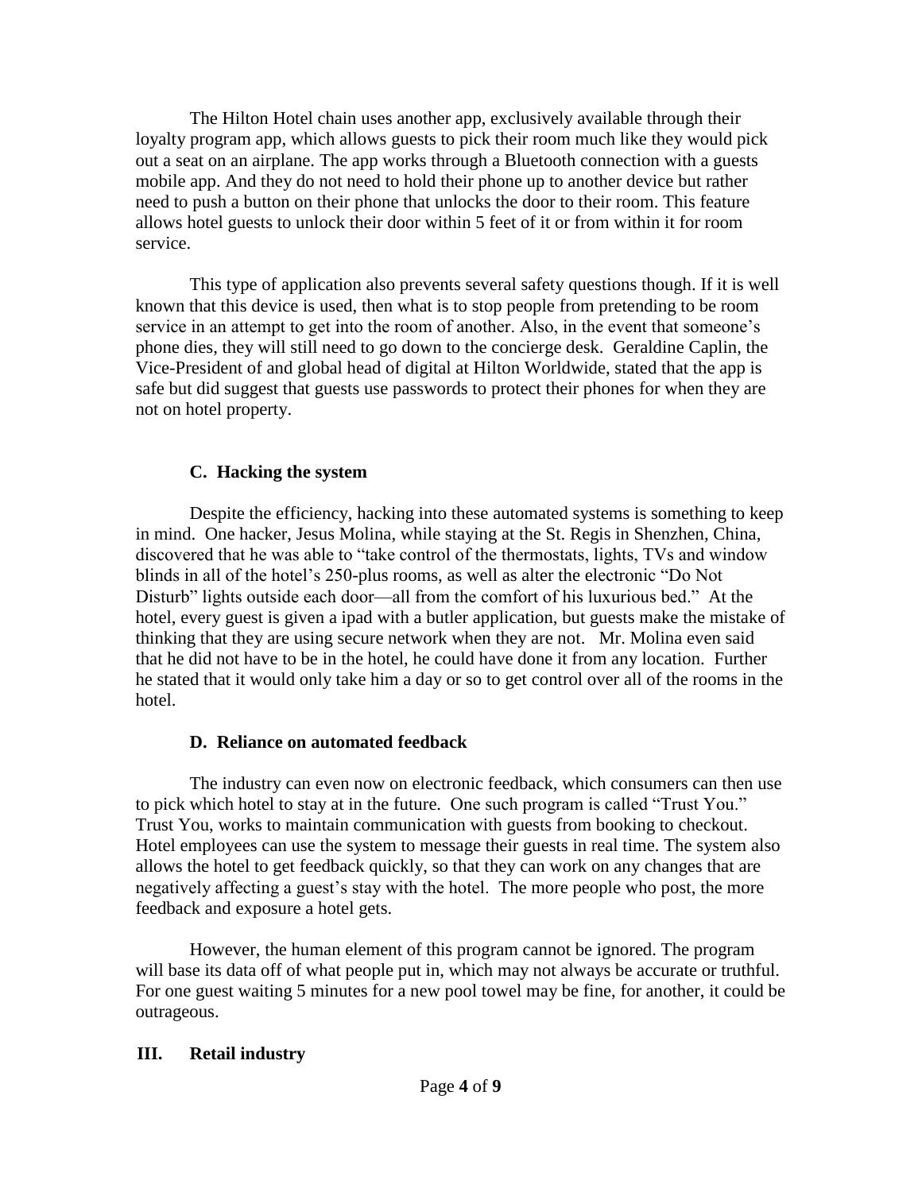The Hilton Hotel chain uses another app, exclusively available through their loyalty program app, which allows guests to pick their room much like they would pick out a seat on an airplane. The app works through a Bluetooth connection with a guests mobile app. And they do not need to hold their phone up to another device but rather need to push a button on their phone that unlocks the door to their room. This feature allows hotel guests to unlock their door within 5 feet of it or from within it for room service.

This type of application also prevents several safety questions though. If it is well known that this device is used, then what is to stop people from pretending to be room service in an attempt to get into the room of another. Also, in the event that someone's phone dies, they will still need to go down to the concierge desk. Geraldine Caplin, the Vice-President of and global head of digital at Hilton Worldwide, stated that the app is safe but did suggest that guests use passwords to protect their phones for when they are not on hotel property.

### C. Hacking the system

Despite the efficiency, hacking into these automated systems is something to keep in mind. One hacker, Jesus Molina, while staying at the St. Regis in Shenzhen, China, discovered that he was able to "take control of the thermostats, lights, TVs and window blinds in all of the hotel's 250-plus rooms, as well as alter the electronic "Do Not Disturb" lights outside each door—all from the comfort of his luxurious bed." At the hotel, every guest is given a ipad with a butler application, but guests make the mistake of thinking that they are using secure network when they are not. Mr. Molina even said that he did not have to be in the hotel, he could have done it from any location. Further he stated that it would only take him a day or so to get control over all of the rooms in the hotel.

### D. Reliance on automated feedback

The industry can even now on electronic feedback, which consumers can then use to pick which hotel to stay at in the future. One such program is called "Trust You." Trust You, works to maintain communication with guests from booking to checkout. Hotel employees can use the system to message their guests in real time. The system also allows the hotel to get feedback quickly, so that they can work on any changes that are negatively affecting a guest's stay with the hotel. The more people who post, the more feedback and exposure a hotel gets.

However, the human element of this program cannot be ignored. The program will base its data off of what people put in, which may not always be accurate or truthful. For one guest waiting 5 minutes for a new pool towel may be fine, for another, it could be outrageous.

## III. Retail industry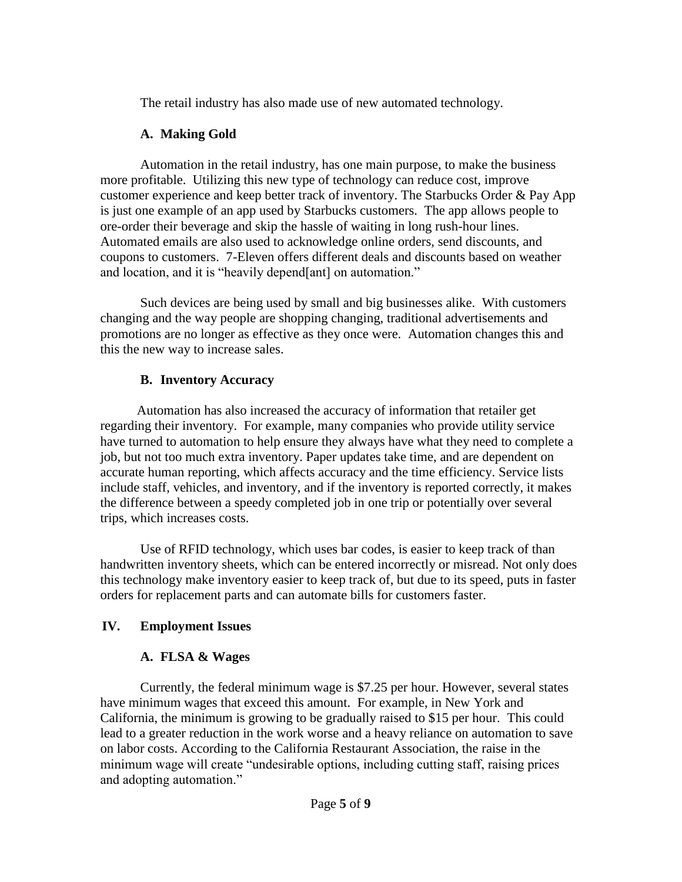The retail industry has also made use of new automated technology.

### A. Making Gold

Automation in the retail industry, has one main purpose, to make the business more profitable. Utilizing this new type of technology can reduce cost, improve customer experience and keep better track of inventory. The Starbucks Order & Pay App is just one example of an app used by Starbucks customers. The app allows people to ore-order their beverage and skip the hassle of waiting in long rush-hour lines. Automated emails are also used to acknowledge online orders, send discounts, and coupons to customers. 7-Eleven offers different deals and discounts based on weather and location, and it is "heavily depend[ant] on automation."

Such devices are being used by small and big businesses alike. With customers changing and the way people are shopping changing, traditional advertisements and promotions are no longer as effective as they once were. Automation changes this and this the new way to increase sales.

### B. Inventory Accuracy

Automation has also increased the accuracy of information that retailer get regarding their inventory. For example, many companies who provide utility service have turned to automation to help ensure they always have what they need to complete a job, but not too much extra inventory. Paper updates take time, and are dependent on accurate human reporting, which affects accuracy and the time efficiency. Service lists include staff, vehicles, and inventory, and if the inventory is reported correctly, it makes the difference between a speedy completed job in one trip or potentially over several trips, which increases costs.

Use of RFID technology, which uses bar codes, is easier to keep track of than handwritten inventory sheets, which can be entered incorrectly or misread. Not only does this technology make inventory easier to keep track of, but due to its speed, puts in faster orders for replacement parts and can automate bills for customers faster.

## IV. Employment Issues

### A. FLSA & Wages

Currently, the federal minimum wage is $7.25 per hour. However, several states have minimum wages that exceed this amount. For example, in New York and California, the minimum is growing to be gradually raised to $15 per hour. This could lead to a greater reduction in the work worse and a heavy reliance on automation to save on labor costs. According to the California Restaurant Association, the raise in the minimum wage will create "undesirable options, including cutting staff, raising prices and adopting automation."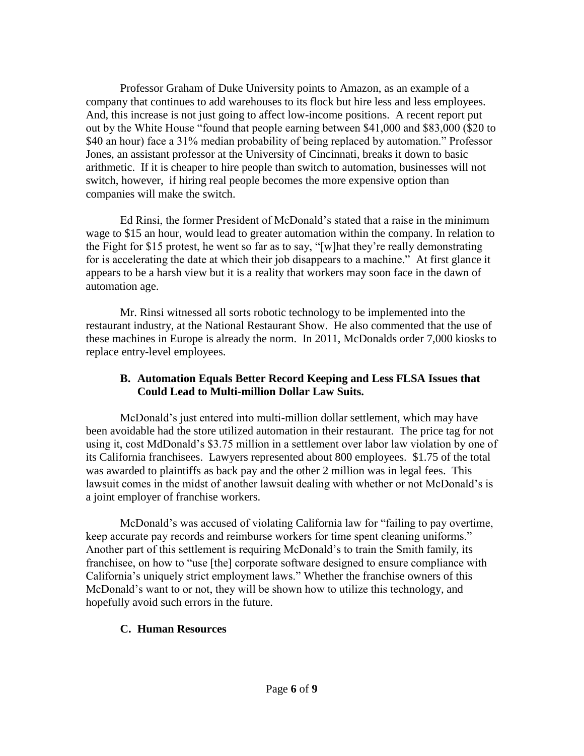Professor Graham of Duke University points to Amazon, as an example of a company that continues to add warehouses to its flock but hire less and less employees. And, this increase is not just going to affect low-income positions. A recent report put out by the White House "found that people earning between $41,000 and $83,000 ($20 to $40 an hour) face a 31% median probability of being replaced by automation." Professor Jones, an assistant professor at the University of Cincinnati, breaks it down to basic arithmetic. If it is cheaper to hire people than switch to automation, businesses will not switch, however, if hiring real people becomes the more expensive option than companies will make the switch.

Ed Rinsi, the former President of McDonald's stated that a raise in the minimum wage to $15 an hour, would lead to greater automation within the company. In relation to the Fight for $15 protest, he went so far as to say, "[w]hat they're really demonstrating for is accelerating the date at which their job disappears to a machine." At first glance it appears to be a harsh view but it is a reality that workers may soon face in the dawn of automation age.

Mr. Rinsi witnessed all sorts robotic technology to be implemented into the restaurant industry, at the National Restaurant Show. He also commented that the use of these machines in Europe is already the norm. In 2011, McDonalds order 7,000 kiosks to replace entry-level employees.

### B. Automation Equals Better Record Keeping and Less FLSA Issues that Could Lead to Multi-million Dollar Law Suits.

McDonald's just entered into multi-million dollar settlement, which may have been avoidable had the store utilized automation in their restaurant. The price tag for not using it, cost MdDonald's $3.75 million in a settlement over labor law violation by one of its California franchisees. Lawyers represented about 800 employees. $1.75 of the total was awarded to plaintiffs as back pay and the other 2 million was in legal fees. This lawsuit comes in the midst of another lawsuit dealing with whether or not McDonald's is a joint employer of franchise workers.

McDonald's was accused of violating California law for "failing to pay overtime, keep accurate pay records and reimburse workers for time spent cleaning uniforms." Another part of this settlement is requiring McDonald's to train the Smith family, its franchisee, on how to "use [the] corporate software designed to ensure compliance with California's uniquely strict employment laws." Whether the franchise owners of this McDonald's want to or not, they will be shown how to utilize this technology, and hopefully avoid such errors in the future.

### C. Human Resources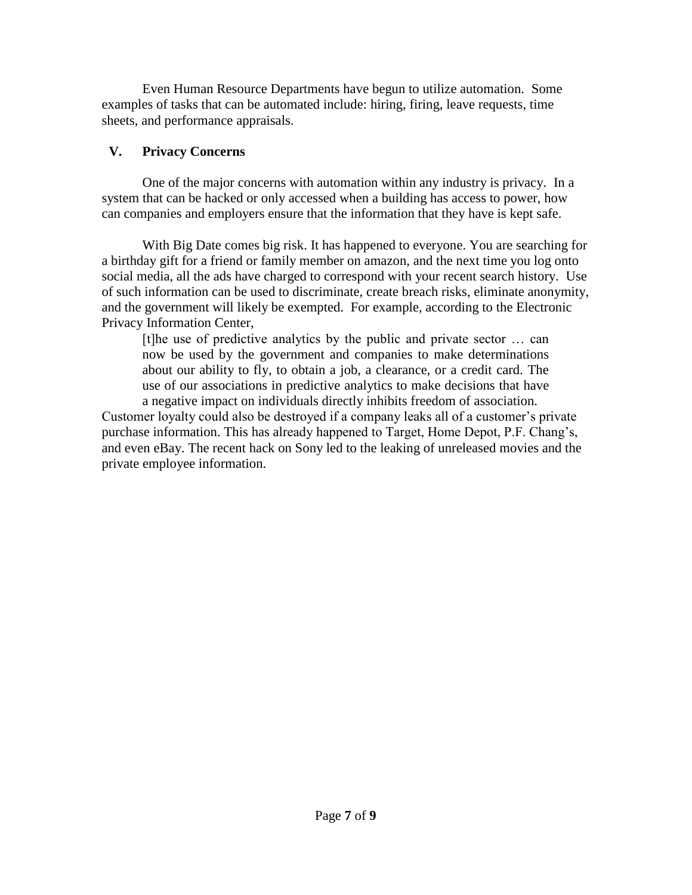Even Human Resource Departments have begun to utilize automation. Some examples of tasks that can be automated include: hiring, firing, leave requests, time sheets, and performance appraisals.

## V. Privacy Concerns

One of the major concerns with automation within any industry is privacy. In a system that can be hacked or only accessed when a building has access to power, how can companies and employers ensure that the information that they have is kept safe.

With Big Date comes big risk. It has happened to everyone. You are searching for a birthday gift for a friend or family member on amazon, and the next time you log onto social media, all the ads have charged to correspond with your recent search history. Use of such information can be used to discriminate, create breach risks, eliminate anonymity, and the government will likely be exempted. For example, according to the Electronic Privacy Information Center,

> [t]he use of predictive analytics by the public and private sector … can now be used by the government and companies to make determinations about our ability to fly, to obtain a job, a clearance, or a credit card. The use of our associations in predictive analytics to make decisions that have a negative impact on individuals directly inhibits freedom of association.

Customer loyalty could also be destroyed if a company leaks all of a customer's private purchase information. This has already happened to Target, Home Depot, P.F. Chang's, and even eBay. The recent hack on Sony led to the leaking of unreleased movies and the private employee information.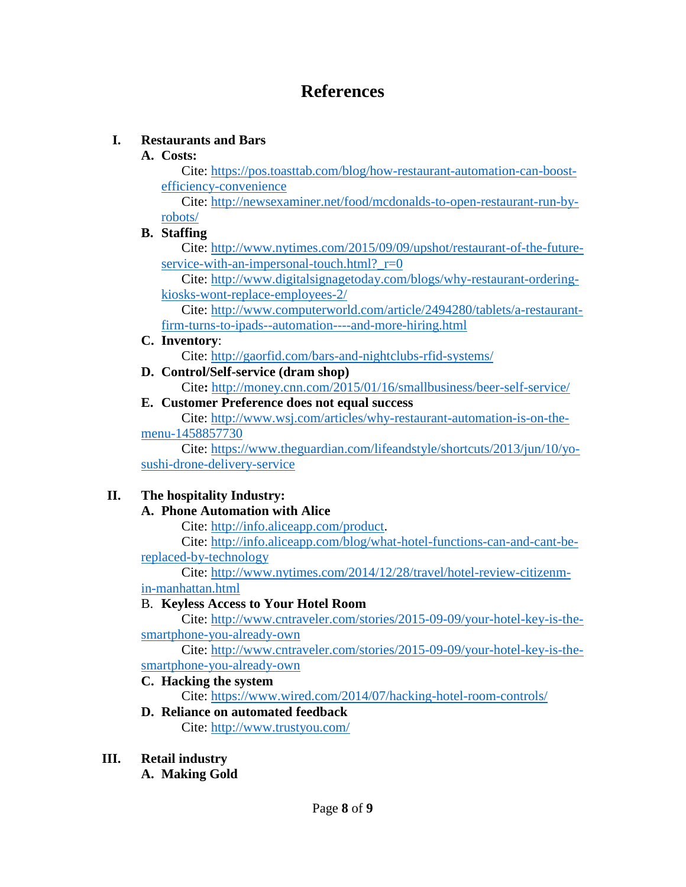# References

I. **Restaurants and Bars**

   A. **Costs:**

      Cite: https://pos.toasttab.com/blog/how-restaurant-automation-can-boost-efficiency-convenience

      Cite: http://newsexaminer.net/food/mcdonalds-to-open-restaurant-run-by-robots/

   B. **Staffing**

      Cite: http://www.nytimes.com/2015/09/09/upshot/restaurant-of-the-future-service-with-an-impersonal-touch.html?_r=0

      Cite: http://www.digitalsignagetoday.com/blogs/why-restaurant-ordering-kiosks-wont-replace-employees-2/

      Cite: http://www.computerworld.com/article/2494280/tablets/a-restaurant-firm-turns-to-ipads--automation----and-more-hiring.html

   C. **Inventory**:

      Cite: http://gaorfid.com/bars-and-nightclubs-rfid-systems/

   D. **Control/Self-service (dram shop)**

      Cite**:** http://money.cnn.com/2015/01/16/smallbusiness/beer-self-service/

   E. **Customer Preference does not equal success**

      Cite: http://www.wsj.com/articles/why-restaurant-automation-is-on-the-menu-1458857730

      Cite: https://www.theguardian.com/lifeandstyle/shortcuts/2013/jun/10/yo-sushi-drone-delivery-service

II. **The hospitality Industry:**

   A. **Phone Automation with Alice**

      Cite: http://info.aliceapp.com/product.

      Cite: http://info.aliceapp.com/blog/what-hotel-functions-can-and-cant-be-replaced-by-technology

      Cite: http://www.nytimes.com/2014/12/28/travel/hotel-review-citizenm-in-manhattan.html

   B. **Keyless Access to Your Hotel Room**

      Cite: http://www.cntraveler.com/stories/2015-09-09/your-hotel-key-is-the-smartphone-you-already-own

      Cite: http://www.cntraveler.com/stories/2015-09-09/your-hotel-key-is-the-smartphone-you-already-own

   C. **Hacking the system**

      Cite: https://www.wired.com/2014/07/hacking-hotel-room-controls/

   D. **Reliance on automated feedback**

      Cite: http://www.trustyou.com/

III. **Retail industry**

   A. **Making Gold**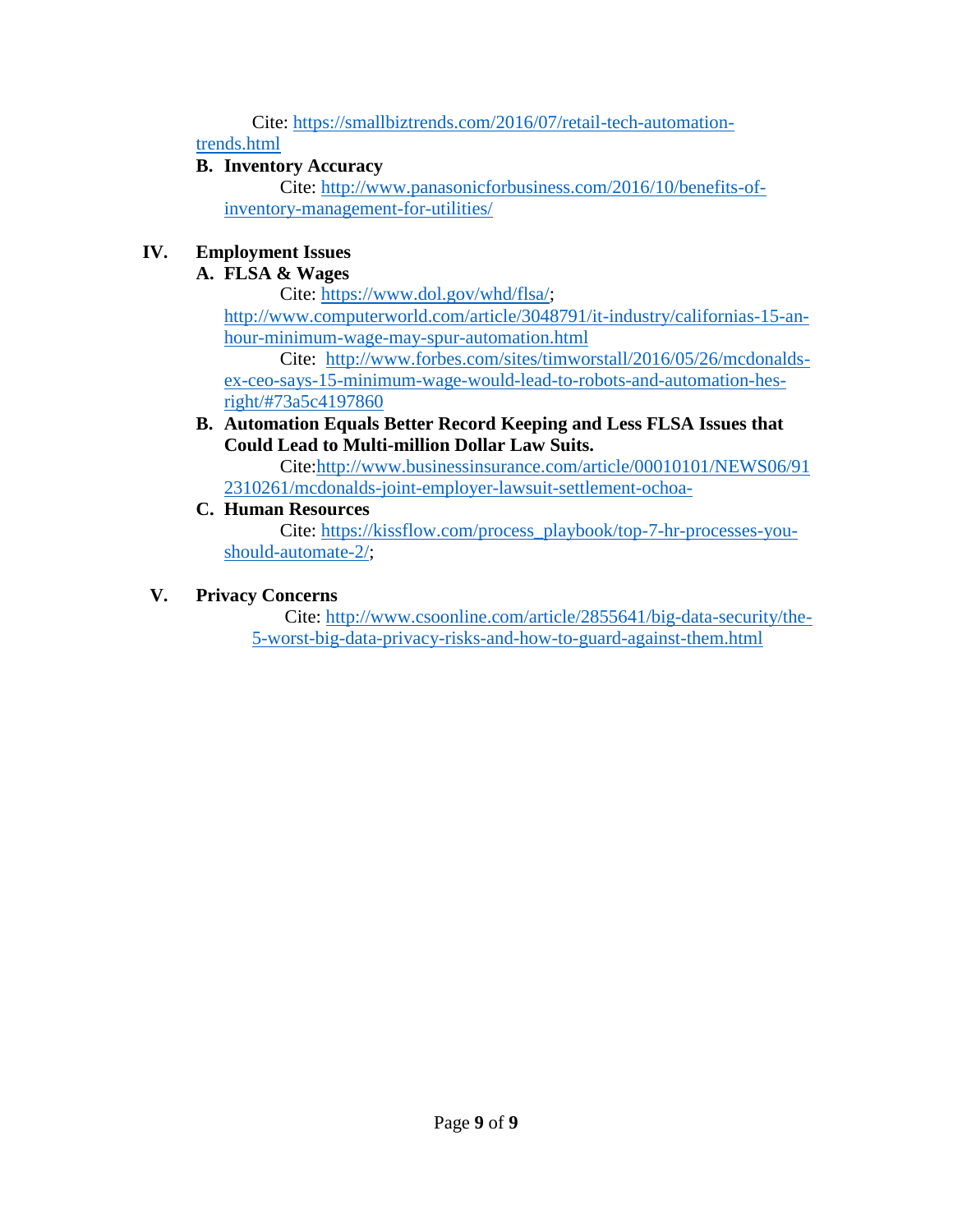Cite: https://smallbiztrends.com/2016/07/retail-tech-automation-trends.html

**B. Inventory Accuracy**

Cite: http://www.panasonicforbusiness.com/2016/10/benefits-of-inventory-management-for-utilities/

**IV. Employment Issues**

**A. FLSA & Wages**

Cite: https://www.dol.gov/whd/flsa/; http://www.computerworld.com/article/3048791/it-industry/californias-15-an-hour-minimum-wage-may-spur-automation.html

Cite: http://www.forbes.com/sites/timworstall/2016/05/26/mcdonalds-ex-ceo-says-15-minimum-wage-would-lead-to-robots-and-automation-hes-right/#73a5c4197860

**B. Automation Equals Better Record Keeping and Less FLSA Issues that Could Lead to Multi-million Dollar Law Suits.**

Cite:http://www.businessinsurance.com/article/00010101/NEWS06/912310261/mcdonalds-joint-employer-lawsuit-settlement-ochoa-

**C. Human Resources**

Cite: https://kissflow.com/process_playbook/top-7-hr-processes-you-should-automate-2/;

**V. Privacy Concerns**

Cite: http://www.csoonline.com/article/2855641/big-data-security/the-5-worst-big-data-privacy-risks-and-how-to-guard-against-them.html